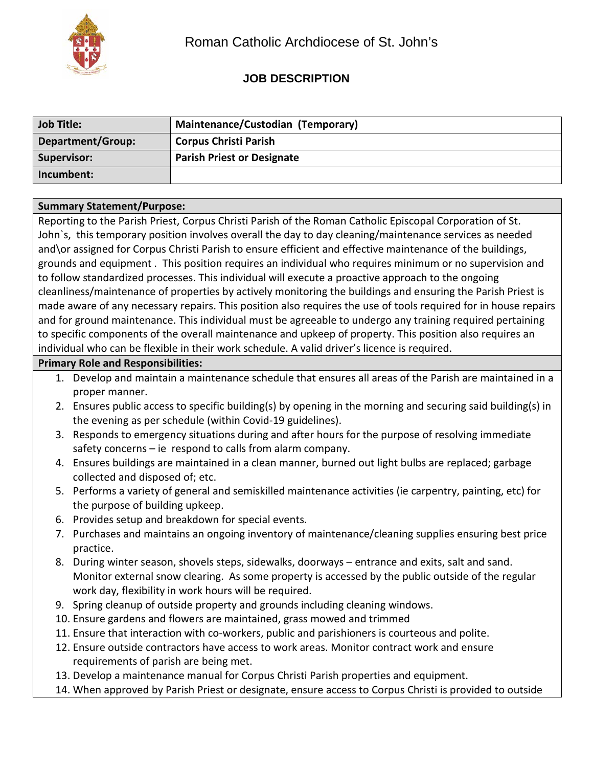Roman Catholic Archdiocese of St. John's

## JOB DESCRIPTION

| **Job Title:** | **Maintenance/Custodian (Temporary)** |
|---|---|
| **Department/Group:** | **Corpus Christi Parish** |
| **Supervisor:** | **Parish Priest or Designate** |
| **Incumbent:** | |

**Summary Statement/Purpose:**

Reporting to the Parish Priest, Corpus Christi Parish of the Roman Catholic Episcopal Corporation of St. John`s, this temporary position involves overall the day to day cleaning/maintenance services as needed and\or assigned for Corpus Christi Parish to ensure efficient and effective maintenance of the buildings, grounds and equipment . This position requires an individual who requires minimum or no supervision and to follow standardized processes. This individual will execute a proactive approach to the ongoing cleanliness/maintenance of properties by actively monitoring the buildings and ensuring the Parish Priest is made aware of any necessary repairs. This position also requires the use of tools required for in house repairs and for ground maintenance. This individual must be agreeable to undergo any training required pertaining to specific components of the overall maintenance and upkeep of property. This position also requires an individual who can be flexible in their work schedule. A valid driver's licence is required.

**Primary Role and Responsibilities:**

1. Develop and maintain a maintenance schedule that ensures all areas of the Parish are maintained in a proper manner.
2. Ensures public access to specific building(s) by opening in the morning and securing said building(s) in the evening as per schedule (within Covid-19 guidelines).
3. Responds to emergency situations during and after hours for the purpose of resolving immediate safety concerns – ie respond to calls from alarm company.
4. Ensures buildings are maintained in a clean manner, burned out light bulbs are replaced; garbage collected and disposed of; etc.
5. Performs a variety of general and semiskilled maintenance activities (ie carpentry, painting, etc) for the purpose of building upkeep.
6. Provides setup and breakdown for special events.
7. Purchases and maintains an ongoing inventory of maintenance/cleaning supplies ensuring best price practice.
8. During winter season, shovels steps, sidewalks, doorways – entrance and exits, salt and sand. Monitor external snow clearing. As some property is accessed by the public outside of the regular work day, flexibility in work hours will be required.
9. Spring cleanup of outside property and grounds including cleaning windows.
10. Ensure gardens and flowers are maintained, grass mowed and trimmed
11. Ensure that interaction with co-workers, public and parishioners is courteous and polite.
12. Ensure outside contractors have access to work areas. Monitor contract work and ensure requirements of parish are being met.
13. Develop a maintenance manual for Corpus Christi Parish properties and equipment.
14. When approved by Parish Priest or designate, ensure access to Corpus Christi is provided to outside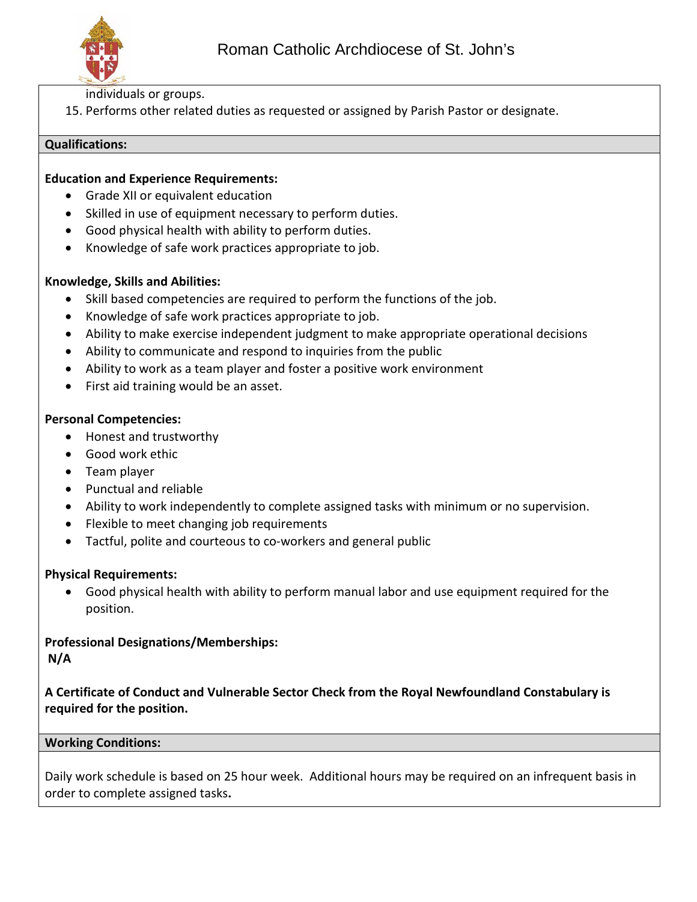individuals or groups.

15. Performs other related duties as requested or assigned by Parish Pastor or designate.

## Qualifications:

**Education and Experience Requirements:**

- Grade XII or equivalent education
- Skilled in use of equipment necessary to perform duties.
- Good physical health with ability to perform duties.
- Knowledge of safe work practices appropriate to job.

**Knowledge, Skills and Abilities:**

- Skill based competencies are required to perform the functions of the job.
- Knowledge of safe work practices appropriate to job.
- Ability to make exercise independent judgment to make appropriate operational decisions
- Ability to communicate and respond to inquiries from the public
- Ability to work as a team player and foster a positive work environment
- First aid training would be an asset.

**Personal Competencies:**

- Honest and trustworthy
- Good work ethic
- Team player
- Punctual and reliable
- Ability to work independently to complete assigned tasks with minimum or no supervision.
- Flexible to meet changing job requirements
- Tactful, polite and courteous to co-workers and general public

**Physical Requirements:**

- Good physical health with ability to perform manual labor and use equipment required for the position.

**Professional Designations/Memberships:**
**N/A**

**A Certificate of Conduct and Vulnerable Sector Check from the Royal Newfoundland Constabulary is required for the position.**

## Working Conditions:

Daily work schedule is based on 25 hour week. Additional hours may be required on an infrequent basis in order to complete assigned tasks**.**